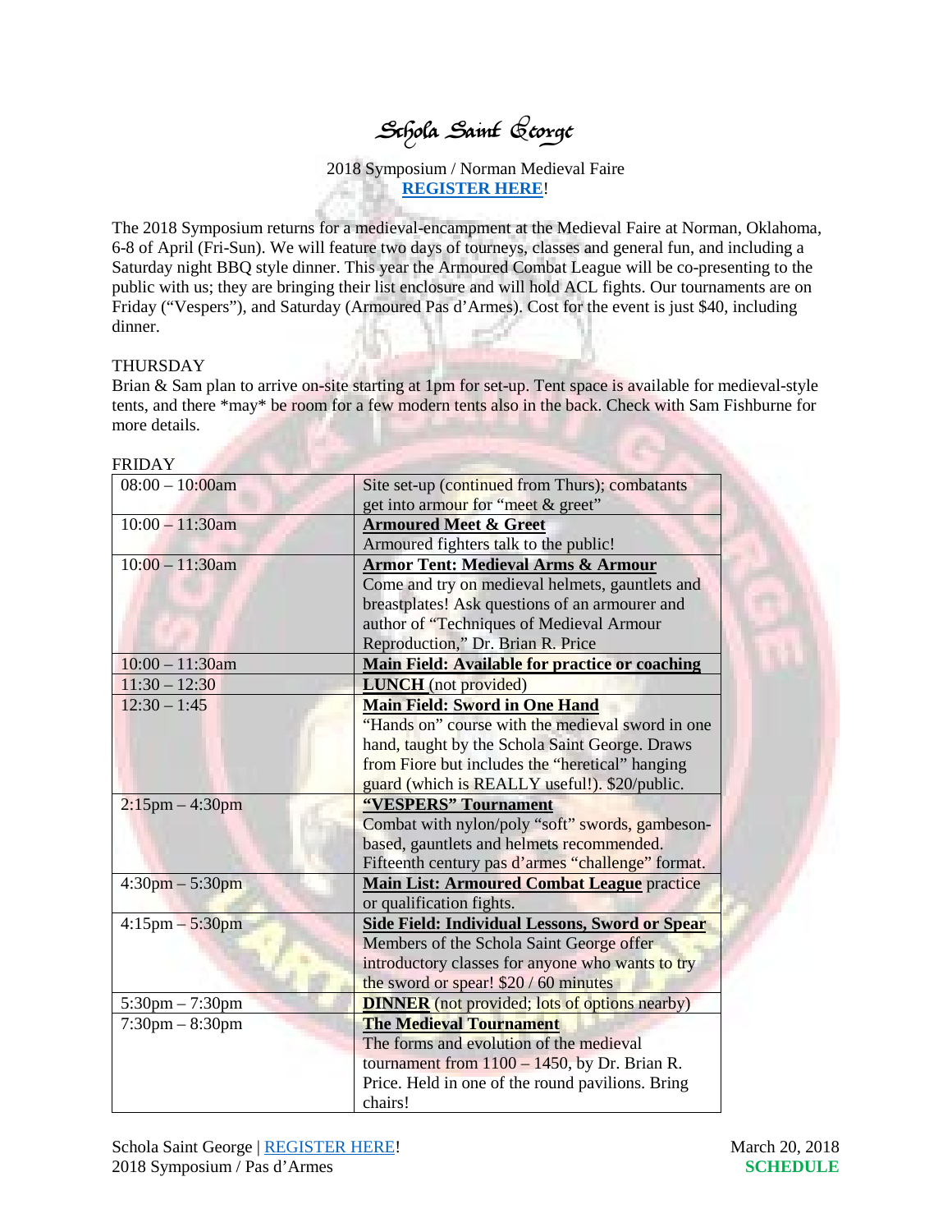# Schola Saint George

2018 Symposium / Norman Medieval Faire
**REGISTER HERE**!

The 2018 Symposium returns for a medieval-encampment at the Medieval Faire at Norman, Oklahoma, 6-8 of April (Fri-Sun). We will feature two days of tourneys, classes and general fun, and including a Saturday night BBQ style dinner. This year the Armoured Combat League will be co-presenting to the public with us; they are bringing their list enclosure and will hold ACL fights. Our tournaments are on Friday ("Vespers"), and Saturday (Armoured Pas d'Armes). Cost for the event is just $40, including dinner.

THURSDAY
Brian & Sam plan to arrive on-site starting at 1pm for set-up. Tent space is available for medieval-style tents, and there *may* be room for a few modern tents also in the back. Check with Sam Fishburne for more details.

FRIDAY

| | |
|---|---|
| 08:00 – 10:00am | Site set-up (continued from Thurs); combatants get into armour for "meet & greet" |
| 10:00 – 11:30am | **Armoured Meet & Greet** Armoured fighters talk to the public! |
| 10:00 – 11:30am | **Armor Tent: Medieval Arms & Armour** Come and try on medieval helmets, gauntlets and breastplates! Ask questions of an armourer and author of "Techniques of Medieval Armour Reproduction," Dr. Brian R. Price |
| 10:00 – 11:30am | **Main Field: Available for practice or coaching** |
| 11:30 – 12:30 | **LUNCH** (not provided) |
| 12:30 – 1:45 | **Main Field: Sword in One Hand** "Hands on" course with the medieval sword in one hand, taught by the Schola Saint George. Draws from Fiore but includes the "heretical" hanging guard (which is REALLY useful!). $20/public. |
| 2:15pm – 4:30pm | **"VESPERS" Tournament** Combat with nylon/poly "soft" swords, gambeson-based, gauntlets and helmets recommended. Fifteenth century pas d'armes "challenge" format. |
| 4:30pm – 5:30pm | **Main List: Armoured Combat League** practice or qualification fights. |
| 4:15pm – 5:30pm | **Side Field: Individual Lessons, Sword or Spear** Members of the Schola Saint George offer introductory classes for anyone who wants to try the sword or spear! $20 / 60 minutes |
| 5:30pm – 7:30pm | **DINNER** (not provided; lots of options nearby) |
| 7:30pm – 8:30pm | **The Medieval Tournament** The forms and evolution of the medieval tournament from 1100 – 1450, by Dr. Brian R. Price. Held in one of the round pavilions. Bring chairs! |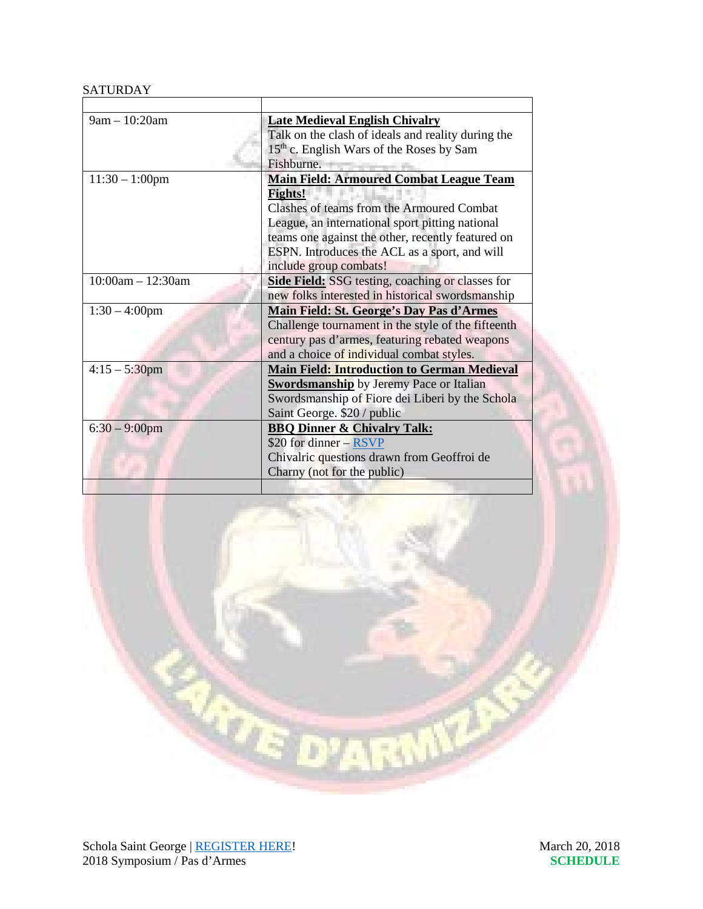SATURDAY

| | |
|---|---|
| 9am – 10:20am | **Late Medieval English Chivalry**<br>Talk on the clash of ideals and reality during the 15th c. English Wars of the Roses by Sam Fishburne. |
| 11:30 – 1:00pm | **Main Field: Armoured Combat League Team Fights!**<br>Clashes of teams from the Armoured Combat League, an international sport pitting national teams one against the other, recently featured on ESPN. Introduces the ACL as a sport, and will include group combats! |
| 10:00am – 12:30am | **Side Field:** SSG testing, coaching or classes for new folks interested in historical swordsmanship |
| 1:30 – 4:00pm | **Main Field: St. George's Day Pas d'Armes**<br>Challenge tournament in the style of the fifteenth century pas d'armes, featuring rebated weapons and a choice of individual combat styles. |
| 4:15 – 5:30pm | **Main Field: Introduction to German Medieval Swordsmanship** by Jeremy Pace or Italian Swordsmanship of Fiore dei Liberi by the Schola Saint George. $20 / public |
| 6:30 – 9:00pm | **BBQ Dinner & Chivalry Talk:**<br>$20 for dinner – RSVP<br>Chivalric questions drawn from Geoffroi de Charny (not for the public) |
| | |

Schola Saint George | REGISTER HERE!
2018 Symposium / Pas d'Armes

March 20, 2018
**SCHEDULE**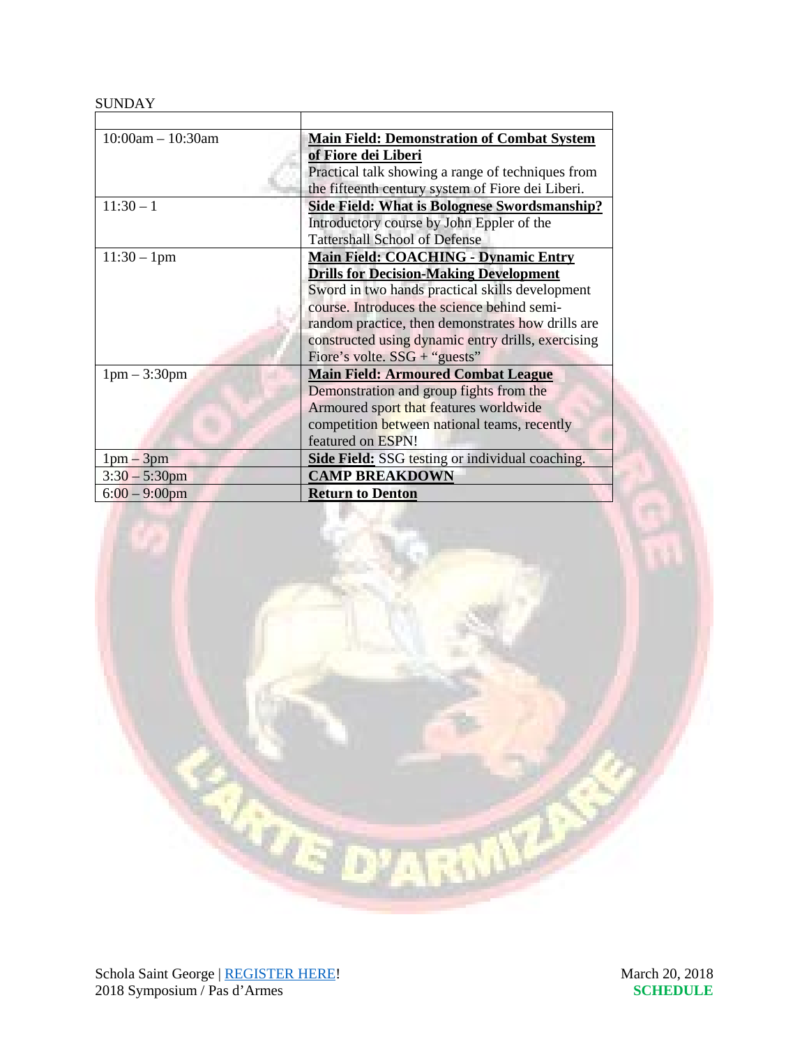SUNDAY

| | |
|---|---|
| 10:00am – 10:30am | **Main Field: Demonstration of Combat System of Fiore dei Liberi**<br>Practical talk showing a range of techniques from the fifteenth century system of Fiore dei Liberi. |
| 11:30 – 1 | **Side Field: What is Bolognese Swordsmanship?**<br>Introductory course by John Eppler of the Tattershall School of Defense |
| 11:30 – 1pm | **Main Field: COACHING - Dynamic Entry Drills for Decision-Making Development**<br>Sword in two hands practical skills development course. Introduces the science behind semi-random practice, then demonstrates how drills are constructed using dynamic entry drills, exercising Fiore's volte. SSG + "guests" |
| 1pm – 3:30pm | **Main Field: Armoured Combat League**<br>Demonstration and group fights from the Armoured sport that features worldwide competition between national teams, recently featured on ESPN! |
| 1pm – 3pm | **Side Field:** SSG testing or individual coaching. |
| 3:30 – 5:30pm | **CAMP BREAKDOWN** |
| 6:00 – 9:00pm | **Return to Denton** |

Schola Saint George | REGISTER HERE!
2018 Symposium / Pas d'Armes

March 20, 2018
**SCHEDULE**